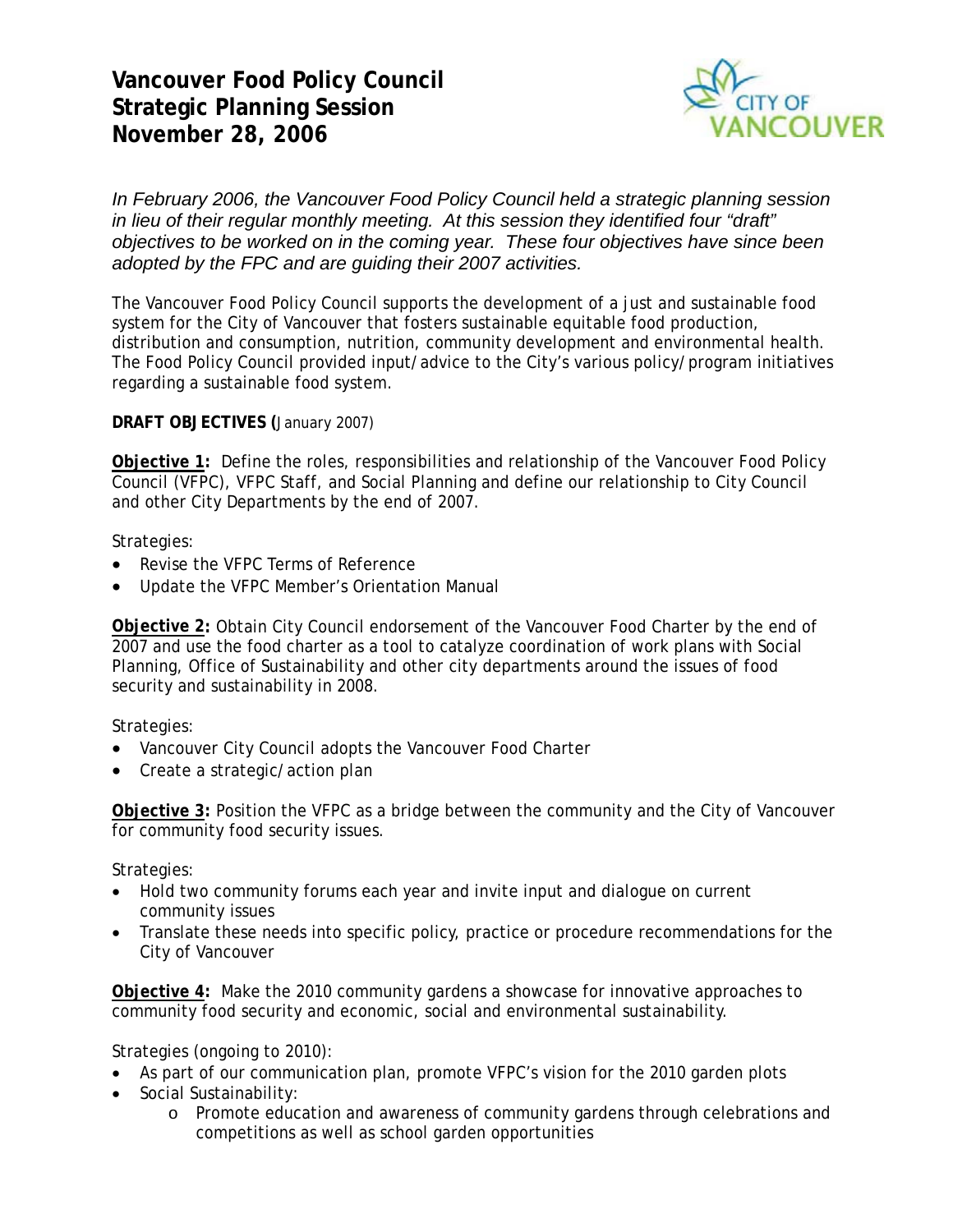# Vancouver Food Policy Council
# Strategic Planning Session
# November 28, 2006

*In February 2006, the Vancouver Food Policy Council held a strategic planning session in lieu of their regular monthly meeting. At this session they identified four "draft" objectives to be worked on in the coming year. These four objectives have since been adopted by the FPC and are guiding their 2007 activities.*

The Vancouver Food Policy Council supports the development of a just and sustainable food system for the City of Vancouver that fosters sustainable equitable food production, distribution and consumption, nutrition, community development and environmental health. The Food Policy Council provided input/advice to the City's various policy/program initiatives regarding a sustainable food system.

**DRAFT OBJECTIVES (**January 2007)

**Objective 1:** Define the roles, responsibilities and relationship of the Vancouver Food Policy Council (VFPC), VFPC Staff, and Social Planning and define our relationship to City Council and other City Departments by the end of 2007.

Strategies:

- Revise the VFPC Terms of Reference
- Update the VFPC Member's Orientation Manual

**Objective 2:** Obtain City Council endorsement of the Vancouver Food Charter by the end of 2007 and use the food charter as a tool to catalyze coordination of work plans with Social Planning, Office of Sustainability and other city departments around the issues of food security and sustainability in 2008.

Strategies:

- Vancouver City Council adopts the Vancouver Food Charter
- Create a strategic/action plan

**Objective 3:** Position the VFPC as a bridge between the community and the City of Vancouver for community food security issues.

Strategies:

- Hold two community forums each year and invite input and dialogue on current community issues
- Translate these needs into specific policy, practice or procedure recommendations for the City of Vancouver

**Objective 4:** Make the 2010 community gardens a showcase for innovative approaches to community food security and economic, social and environmental sustainability.

Strategies (ongoing to 2010):

- As part of our communication plan, promote VFPC's vision for the 2010 garden plots
- Social Sustainability:
    - Promote education and awareness of community gardens through celebrations and competitions as well as school garden opportunities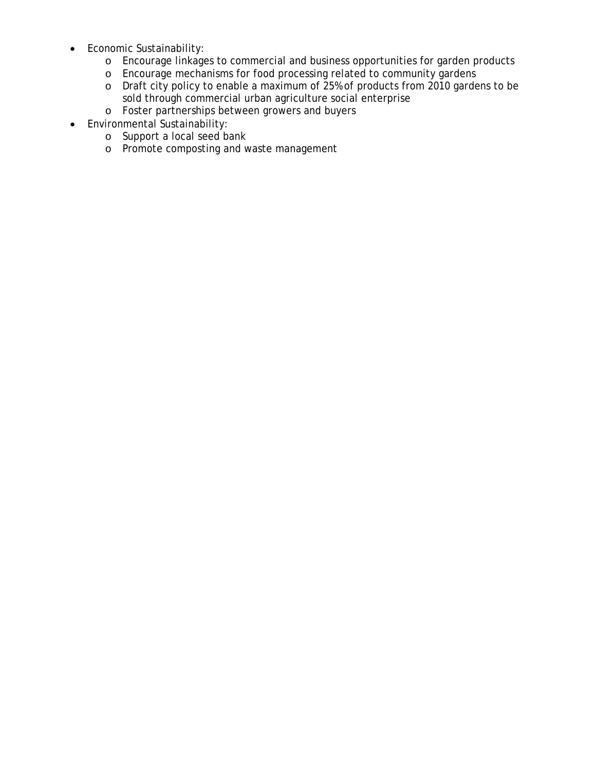- Economic Sustainability:
    - Encourage linkages to commercial and business opportunities for garden products
    - Encourage mechanisms for food processing related to community gardens
    - Draft city policy to enable a maximum of 25% of products from 2010 gardens to be sold through commercial urban agriculture social enterprise
    - Foster partnerships between growers and buyers
- Environmental Sustainability:
    - Support a local seed bank
    - Promote composting and waste management